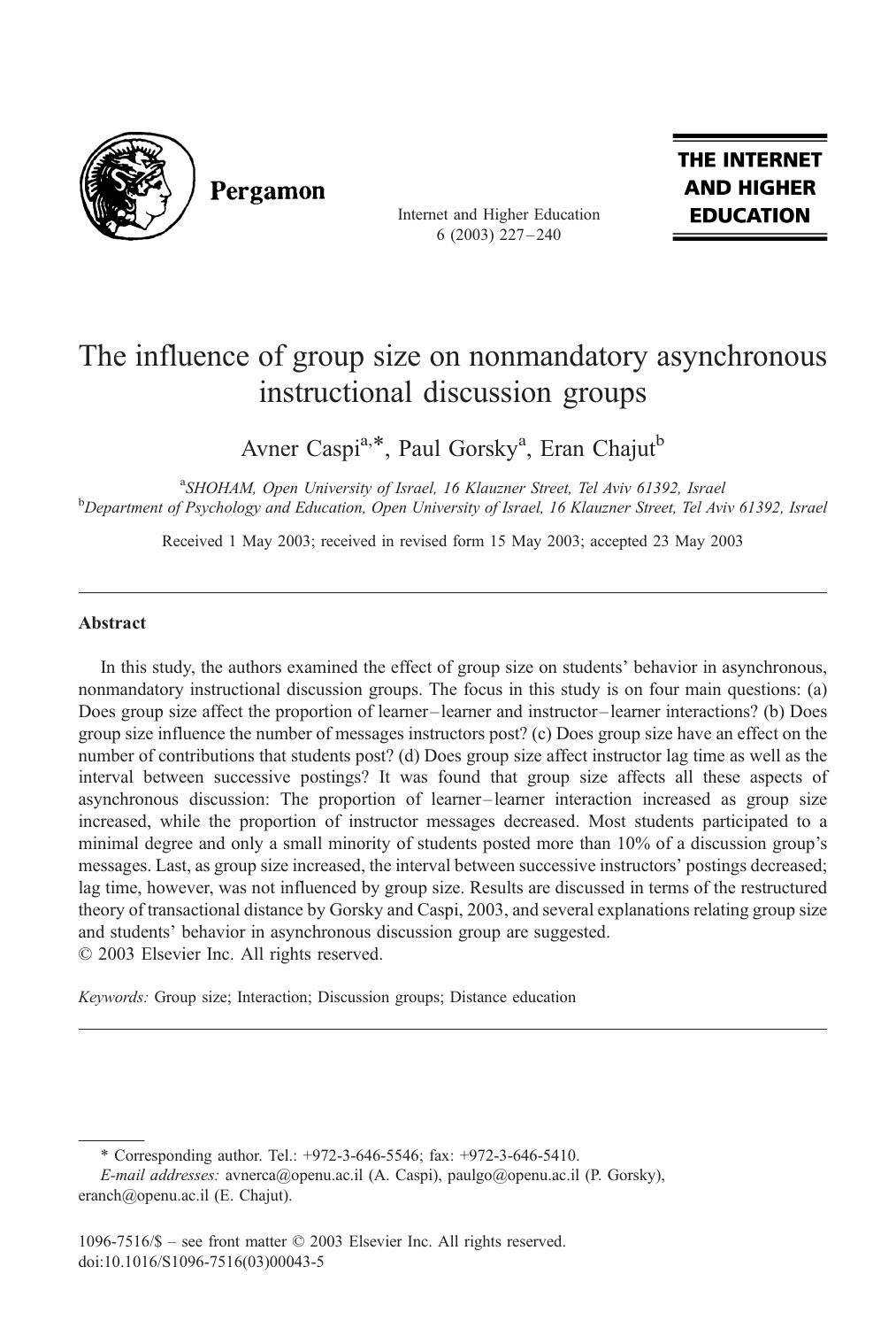# The influence of group size on nonmandatory asynchronous instructional discussion groups

Avner Caspi[a,*], Paul Gorsky[a], Eran Chajut[b]

[a]*SHOHAM, Open University of Israel, 16 Klauzner Street, Tel Aviv 61392, Israel*
[b]*Department of Psychology and Education, Open University of Israel, 16 Klauzner Street, Tel Aviv 61392, Israel*

Received 1 May 2003; received in revised form 15 May 2003; accepted 23 May 2003

---

## Abstract

In this study, the authors examined the effect of group size on students' behavior in asynchronous, nonmandatory instructional discussion groups. The focus in this study is on four main questions: (a) Does group size affect the proportion of learner–learner and instructor–learner interactions? (b) Does group size influence the number of messages instructors post? (c) Does group size have an effect on the number of contributions that students post? (d) Does group size affect instructor lag time as well as the interval between successive postings? It was found that group size affects all these aspects of asynchronous discussion: The proportion of learner–learner interaction increased as group size increased, while the proportion of instructor messages decreased. Most students participated to a minimal degree and only a small minority of students posted more than 10% of a discussion group's messages. Last, as group size increased, the interval between successive instructors' postings decreased; lag time, however, was not influenced by group size. Results are discussed in terms of the restructured theory of transactional distance by Gorsky and Caspi, 2003, and several explanations relating group size and students' behavior in asynchronous discussion group are suggested.
© 2003 Elsevier Inc. All rights reserved.

*Keywords:* Group size; Interaction; Discussion groups; Distance education

---

\* Corresponding author. Tel.: +972-3-646-5546; fax: +972-3-646-5410.
*E-mail addresses:* avnerca@openu.ac.il (A. Caspi), paulgo@openu.ac.il (P. Gorsky), eranch@openu.ac.il (E. Chajut).

1096-7516/$ – see front matter © 2003 Elsevier Inc. All rights reserved.
doi:10.1016/S1096-7516(03)00043-5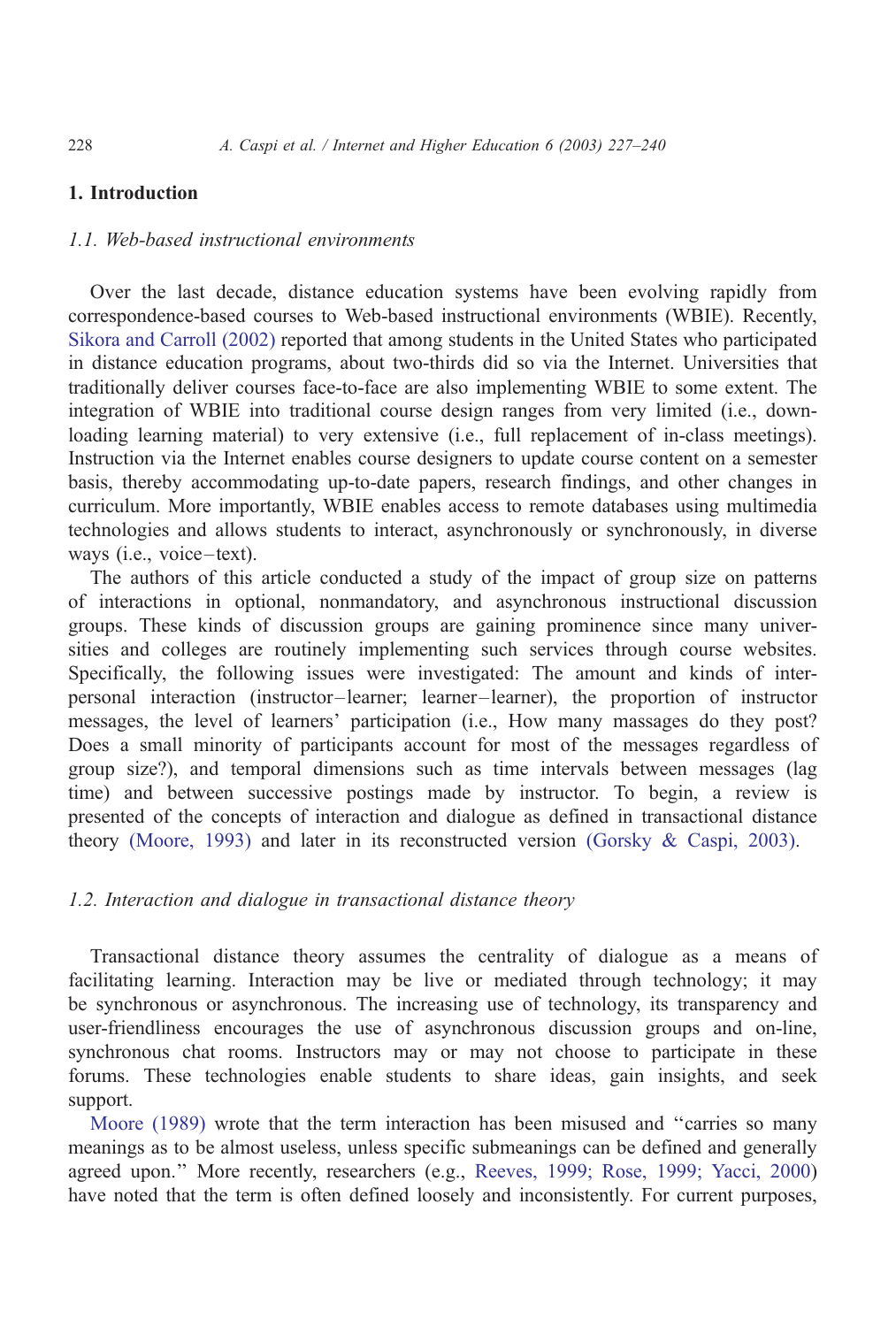## 1. Introduction

### 1.1. Web-based instructional environments

Over the last decade, distance education systems have been evolving rapidly from correspondence-based courses to Web-based instructional environments (WBIE). Recently, Sikora and Carroll (2002) reported that among students in the United States who participated in distance education programs, about two-thirds did so via the Internet. Universities that traditionally deliver courses face-to-face are also implementing WBIE to some extent. The integration of WBIE into traditional course design ranges from very limited (i.e., downloading learning material) to very extensive (i.e., full replacement of in-class meetings). Instruction via the Internet enables course designers to update course content on a semester basis, thereby accommodating up-to-date papers, research findings, and other changes in curriculum. More importantly, WBIE enables access to remote databases using multimedia technologies and allows students to interact, asynchronously or synchronously, in diverse ways (i.e., voice–text).

The authors of this article conducted a study of the impact of group size on patterns of interactions in optional, nonmandatory, and asynchronous instructional discussion groups. These kinds of discussion groups are gaining prominence since many universities and colleges are routinely implementing such services through course websites. Specifically, the following issues were investigated: The amount and kinds of interpersonal interaction (instructor–learner; learner–learner), the proportion of instructor messages, the level of learners' participation (i.e., How many massages do they post? Does a small minority of participants account for most of the messages regardless of group size?), and temporal dimensions such as time intervals between messages (lag time) and between successive postings made by instructor. To begin, a review is presented of the concepts of interaction and dialogue as defined in transactional distance theory (Moore, 1993) and later in its reconstructed version (Gorsky & Caspi, 2003).

### 1.2. Interaction and dialogue in transactional distance theory

Transactional distance theory assumes the centrality of dialogue as a means of facilitating learning. Interaction may be live or mediated through technology; it may be synchronous or asynchronous. The increasing use of technology, its transparency and user-friendliness encourages the use of asynchronous discussion groups and on-line, synchronous chat rooms. Instructors may or may not choose to participate in these forums. These technologies enable students to share ideas, gain insights, and seek support.

Moore (1989) wrote that the term interaction has been misused and "carries so many meanings as to be almost useless, unless specific submeanings can be defined and generally agreed upon." More recently, researchers (e.g., Reeves, 1999; Rose, 1999; Yacci, 2000) have noted that the term is often defined loosely and inconsistently. For current purposes,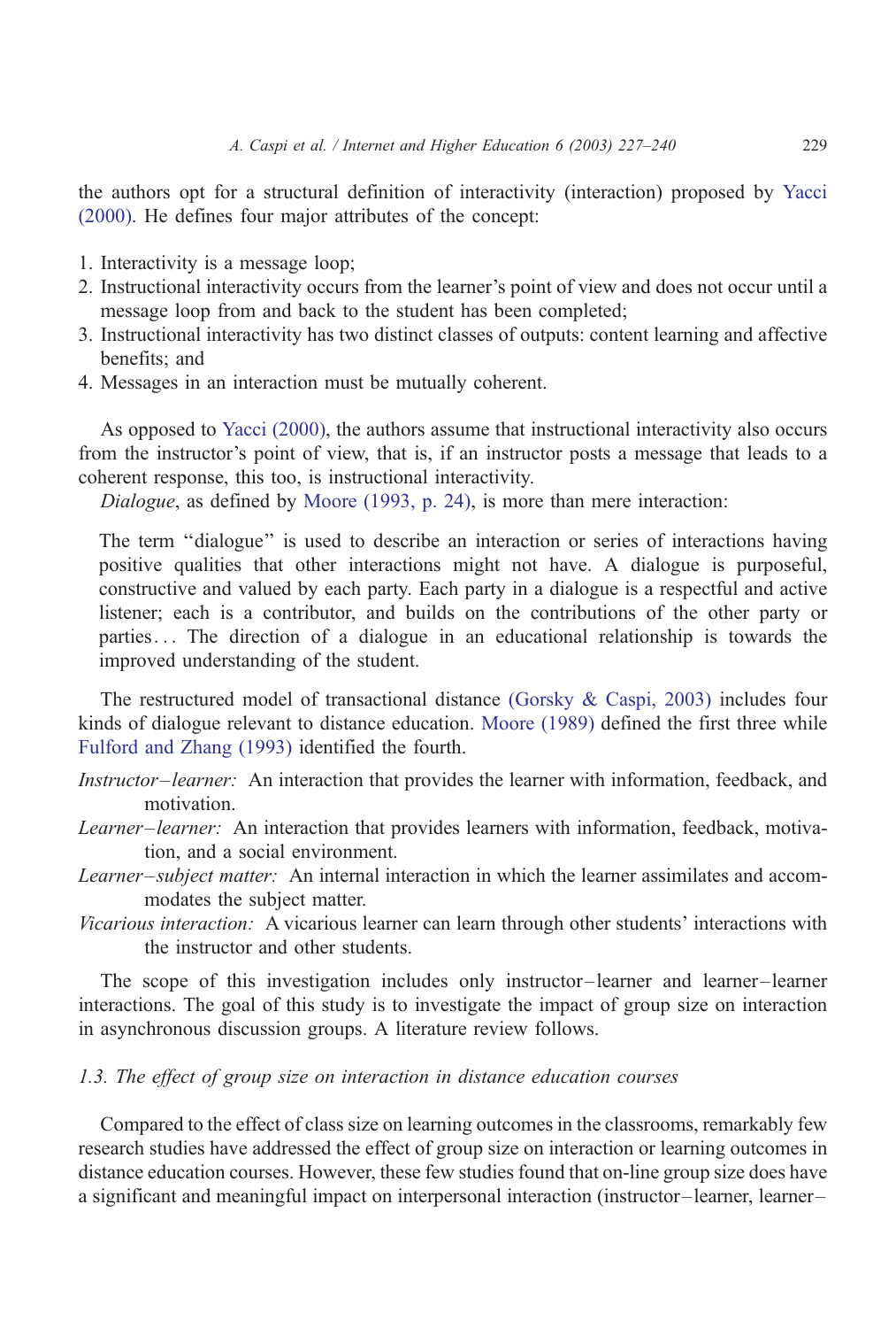the authors opt for a structural definition of interactivity (interaction) proposed by Yacci (2000). He defines four major attributes of the concept:

1. Interactivity is a message loop;
2. Instructional interactivity occurs from the learner's point of view and does not occur until a message loop from and back to the student has been completed;
3. Instructional interactivity has two distinct classes of outputs: content learning and affective benefits; and
4. Messages in an interaction must be mutually coherent.

As opposed to Yacci (2000), the authors assume that instructional interactivity also occurs from the instructor's point of view, that is, if an instructor posts a message that leads to a coherent response, this too, is instructional interactivity.

*Dialogue*, as defined by Moore (1993, p. 24), is more than mere interaction:

> The term "dialogue" is used to describe an interaction or series of interactions having positive qualities that other interactions might not have. A dialogue is purposeful, constructive and valued by each party. Each party in a dialogue is a respectful and active listener; each is a contributor, and builds on the contributions of the other party or parties... The direction of a dialogue in an educational relationship is towards the improved understanding of the student.

The restructured model of transactional distance (Gorsky & Caspi, 2003) includes four kinds of dialogue relevant to distance education. Moore (1989) defined the first three while Fulford and Zhang (1993) identified the fourth.

*Instructor–learner:* An interaction that provides the learner with information, feedback, and motivation.

*Learner–learner:* An interaction that provides learners with information, feedback, motivation, and a social environment.

*Learner–subject matter:* An internal interaction in which the learner assimilates and accommodates the subject matter.

*Vicarious interaction:* A vicarious learner can learn through other students' interactions with the instructor and other students.

The scope of this investigation includes only instructor–learner and learner–learner interactions. The goal of this study is to investigate the impact of group size on interaction in asynchronous discussion groups. A literature review follows.

### 1.3. The effect of group size on interaction in distance education courses

Compared to the effect of class size on learning outcomes in the classrooms, remarkably few research studies have addressed the effect of group size on interaction or learning outcomes in distance education courses. However, these few studies found that on-line group size does have a significant and meaningful impact on interpersonal interaction (instructor–learner, learner–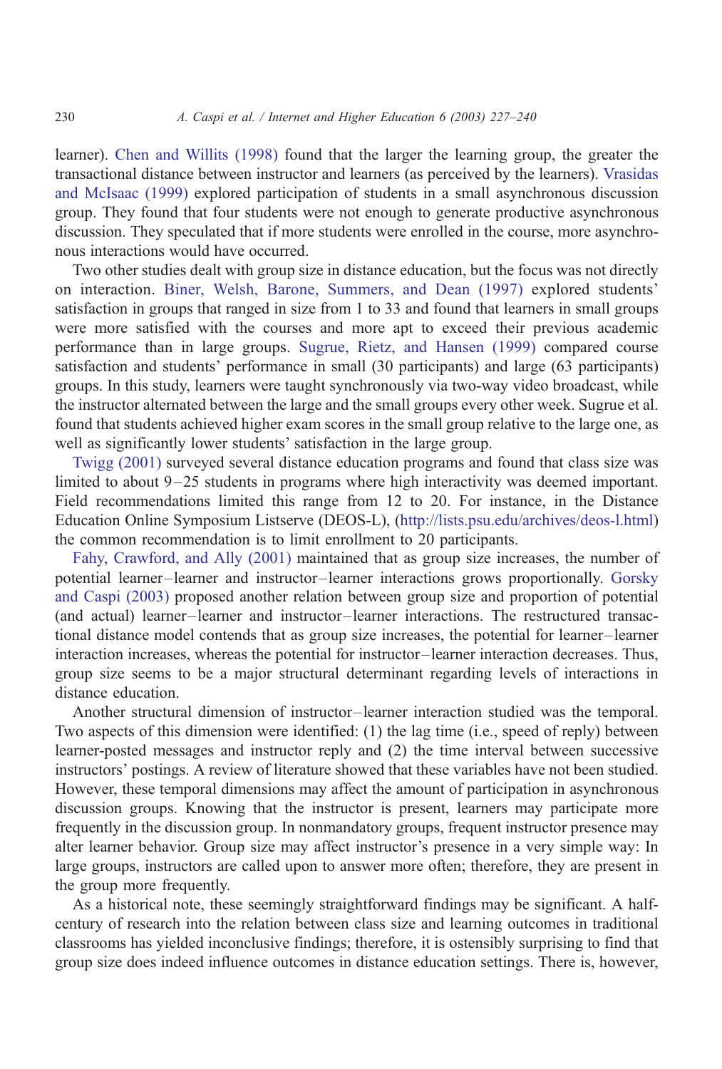learner). Chen and Willits (1998) found that the larger the learning group, the greater the transactional distance between instructor and learners (as perceived by the learners). Vrasidas and McIsaac (1999) explored participation of students in a small asynchronous discussion group. They found that four students were not enough to generate productive asynchronous discussion. They speculated that if more students were enrolled in the course, more asynchronous interactions would have occurred.

Two other studies dealt with group size in distance education, but the focus was not directly on interaction. Biner, Welsh, Barone, Summers, and Dean (1997) explored students' satisfaction in groups that ranged in size from 1 to 33 and found that learners in small groups were more satisfied with the courses and more apt to exceed their previous academic performance than in large groups. Sugrue, Rietz, and Hansen (1999) compared course satisfaction and students' performance in small (30 participants) and large (63 participants) groups. In this study, learners were taught synchronously via two-way video broadcast, while the instructor alternated between the large and the small groups every other week. Sugrue et al. found that students achieved higher exam scores in the small group relative to the large one, as well as significantly lower students' satisfaction in the large group.

Twigg (2001) surveyed several distance education programs and found that class size was limited to about 9–25 students in programs where high interactivity was deemed important. Field recommendations limited this range from 12 to 20. For instance, in the Distance Education Online Symposium Listserve (DEOS-L), (http://lists.psu.edu/archives/deos-l.html) the common recommendation is to limit enrollment to 20 participants.

Fahy, Crawford, and Ally (2001) maintained that as group size increases, the number of potential learner–learner and instructor–learner interactions grows proportionally. Gorsky and Caspi (2003) proposed another relation between group size and proportion of potential (and actual) learner–learner and instructor–learner interactions. The restructured transactional distance model contends that as group size increases, the potential for learner–learner interaction increases, whereas the potential for instructor–learner interaction decreases. Thus, group size seems to be a major structural determinant regarding levels of interactions in distance education.

Another structural dimension of instructor–learner interaction studied was the temporal. Two aspects of this dimension were identified: (1) the lag time (i.e., speed of reply) between learner-posted messages and instructor reply and (2) the time interval between successive instructors' postings. A review of literature showed that these variables have not been studied. However, these temporal dimensions may affect the amount of participation in asynchronous discussion groups. Knowing that the instructor is present, learners may participate more frequently in the discussion group. In nonmandatory groups, frequent instructor presence may alter learner behavior. Group size may affect instructor's presence in a very simple way: In large groups, instructors are called upon to answer more often; therefore, they are present in the group more frequently.

As a historical note, these seemingly straightforward findings may be significant. A half-century of research into the relation between class size and learning outcomes in traditional classrooms has yielded inconclusive findings; therefore, it is ostensibly surprising to find that group size does indeed influence outcomes in distance education settings. There is, however,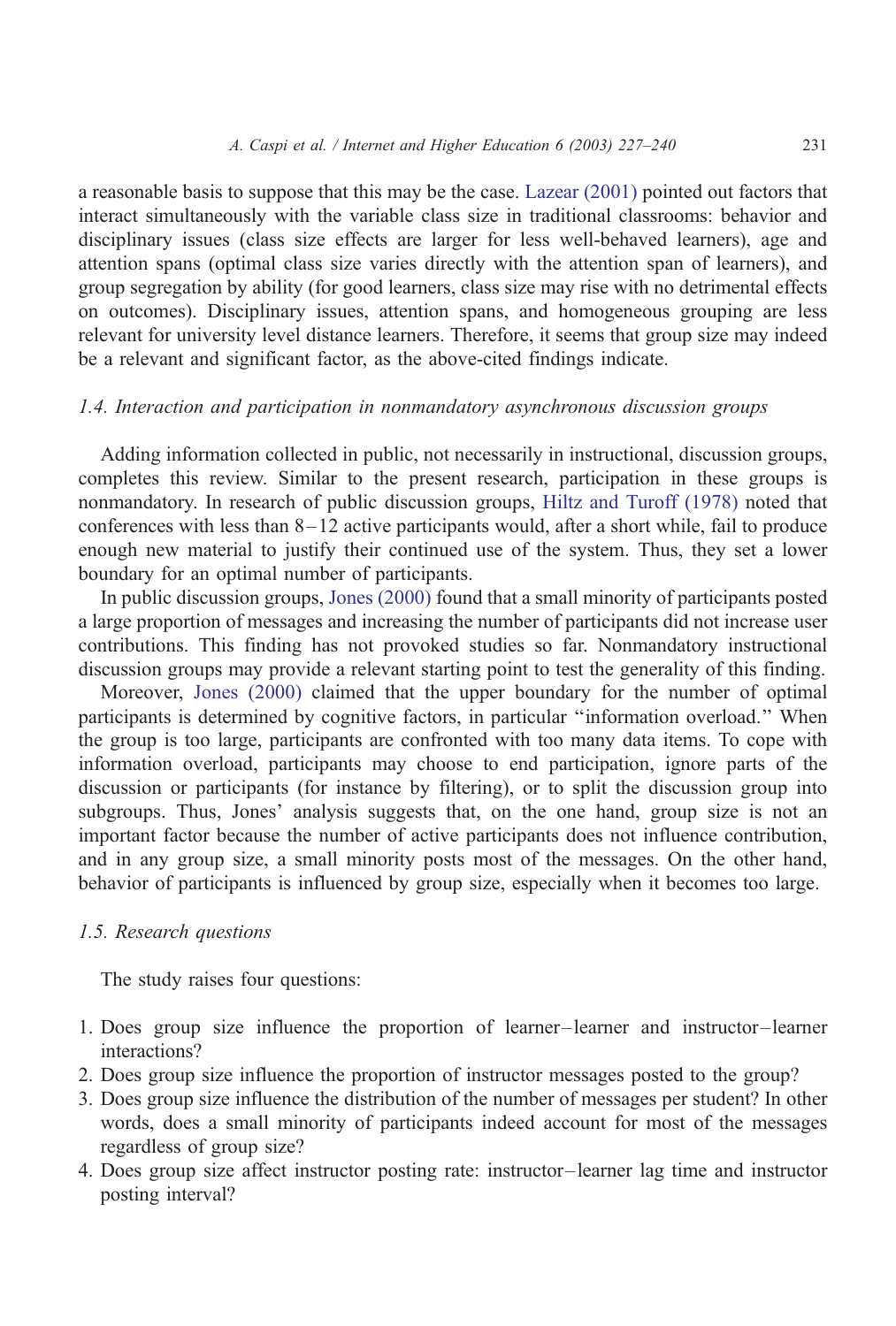a reasonable basis to suppose that this may be the case. Lazear (2001) pointed out factors that interact simultaneously with the variable class size in traditional classrooms: behavior and disciplinary issues (class size effects are larger for less well-behaved learners), age and attention spans (optimal class size varies directly with the attention span of learners), and group segregation by ability (for good learners, class size may rise with no detrimental effects on outcomes). Disciplinary issues, attention spans, and homogeneous grouping are less relevant for university level distance learners. Therefore, it seems that group size may indeed be a relevant and significant factor, as the above-cited findings indicate.

### *1.4. Interaction and participation in nonmandatory asynchronous discussion groups*

Adding information collected in public, not necessarily in instructional, discussion groups, completes this review. Similar to the present research, participation in these groups is nonmandatory. In research of public discussion groups, Hiltz and Turoff (1978) noted that conferences with less than 8–12 active participants would, after a short while, fail to produce enough new material to justify their continued use of the system. Thus, they set a lower boundary for an optimal number of participants.

In public discussion groups, Jones (2000) found that a small minority of participants posted a large proportion of messages and increasing the number of participants did not increase user contributions. This finding has not provoked studies so far. Nonmandatory instructional discussion groups may provide a relevant starting point to test the generality of this finding.

Moreover, Jones (2000) claimed that the upper boundary for the number of optimal participants is determined by cognitive factors, in particular "information overload." When the group is too large, participants are confronted with too many data items. To cope with information overload, participants may choose to end participation, ignore parts of the discussion or participants (for instance by filtering), or to split the discussion group into subgroups. Thus, Jones' analysis suggests that, on the one hand, group size is not an important factor because the number of active participants does not influence contribution, and in any group size, a small minority posts most of the messages. On the other hand, behavior of participants is influenced by group size, especially when it becomes too large.

### *1.5. Research questions*

The study raises four questions:

1. Does group size influence the proportion of learner–learner and instructor–learner interactions?
2. Does group size influence the proportion of instructor messages posted to the group?
3. Does group size influence the distribution of the number of messages per student? In other words, does a small minority of participants indeed account for most of the messages regardless of group size?
4. Does group size affect instructor posting rate: instructor–learner lag time and instructor posting interval?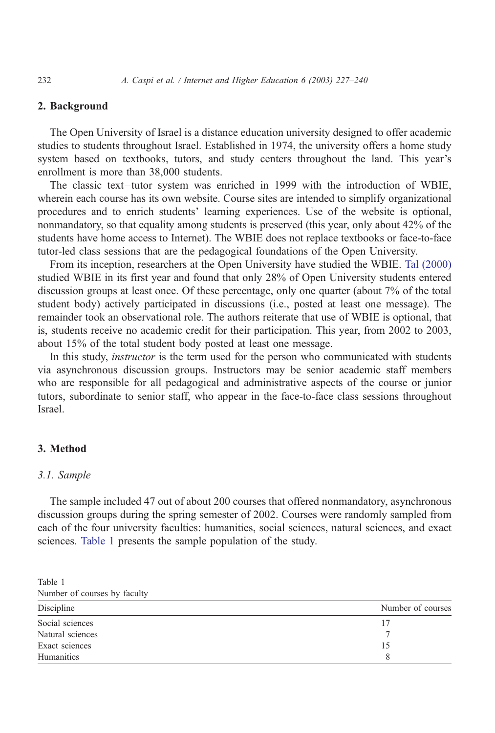## 2. Background

The Open University of Israel is a distance education university designed to offer academic studies to students throughout Israel. Established in 1974, the university offers a home study system based on textbooks, tutors, and study centers throughout the land. This year's enrollment is more than 38,000 students.

The classic text–tutor system was enriched in 1999 with the introduction of WBIE, wherein each course has its own website. Course sites are intended to simplify organizational procedures and to enrich students' learning experiences. Use of the website is optional, nonmandatory, so that equality among students is preserved (this year, only about 42% of the students have home access to Internet). The WBIE does not replace textbooks or face-to-face tutor-led class sessions that are the pedagogical foundations of the Open University.

From its inception, researchers at the Open University have studied the WBIE. Tal (2000) studied WBIE in its first year and found that only 28% of Open University students entered discussion groups at least once. Of these percentage, only one quarter (about 7% of the total student body) actively participated in discussions (i.e., posted at least one message). The remainder took an observational role. The authors reiterate that use of WBIE is optional, that is, students receive no academic credit for their participation. This year, from 2002 to 2003, about 15% of the total student body posted at least one message.

In this study, *instructor* is the term used for the person who communicated with students via asynchronous discussion groups. Instructors may be senior academic staff members who are responsible for all pedagogical and administrative aspects of the course or junior tutors, subordinate to senior staff, who appear in the face-to-face class sessions throughout Israel.

## 3. Method

### *3.1. Sample*

The sample included 47 out of about 200 courses that offered nonmandatory, asynchronous discussion groups during the spring semester of 2002. Courses were randomly sampled from each of the four university faculties: humanities, social sciences, natural sciences, and exact sciences. Table 1 presents the sample population of the study.

Table 1
Number of courses by faculty

| Discipline | Number of courses |
|---|---|
| Social sciences | 17 |
| Natural sciences | 7 |
| Exact sciences | 15 |
| Humanities | 8 |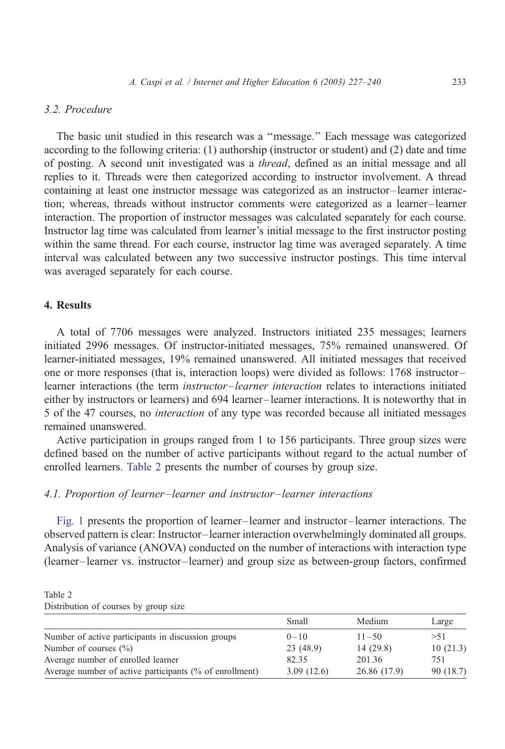### 3.2. Procedure

The basic unit studied in this research was a "message." Each message was categorized according to the following criteria: (1) authorship (instructor or student) and (2) date and time of posting. A second unit investigated was a *thread*, defined as an initial message and all replies to it. Threads were then categorized according to instructor involvement. A thread containing at least one instructor message was categorized as an instructor–learner interaction; whereas, threads without instructor comments were categorized as a learner–learner interaction. The proportion of instructor messages was calculated separately for each course. Instructor lag time was calculated from learner's initial message to the first instructor posting within the same thread. For each course, instructor lag time was averaged separately. A time interval was calculated between any two successive instructor postings. This time interval was averaged separately for each course.

## 4. Results

A total of 7706 messages were analyzed. Instructors initiated 235 messages; learners initiated 2996 messages. Of instructor-initiated messages, 75% remained unanswered. Of learner-initiated messages, 19% remained unanswered. All initiated messages that received one or more responses (that is, interaction loops) were divided as follows: 1768 instructor–learner interactions (the term *instructor–learner interaction* relates to interactions initiated either by instructors or learners) and 694 learner–learner interactions. It is noteworthy that in 5 of the 47 courses, no *interaction* of any type was recorded because all initiated messages remained unanswered.

Active participation in groups ranged from 1 to 156 participants. Three group sizes were defined based on the number of active participants without regard to the actual number of enrolled learners. Table 2 presents the number of courses by group size.

### 4.1. Proportion of learner–learner and instructor–learner interactions

Fig. 1 presents the proportion of learner–learner and instructor–learner interactions. The observed pattern is clear: Instructor–learner interaction overwhelmingly dominated all groups. Analysis of variance (ANOVA) conducted on the number of interactions with interaction type (learner–learner vs. instructor–learner) and group size as between-group factors, confirmed

Table 2
Distribution of courses by group size

| | Small | Medium | Large |
|---|---|---|---|
| Number of active participants in discussion groups | 0–10 | 11–50 | >51 |
| Number of courses (%) | 23 (48.9) | 14 (29.8) | 10 (21.3) |
| Average number of enrolled learner | 82.35 | 201.36 | 751 |
| Average number of active participants (% of enrollment) | 3.09 (12.6) | 26.86 (17.9) | 90 (18.7) |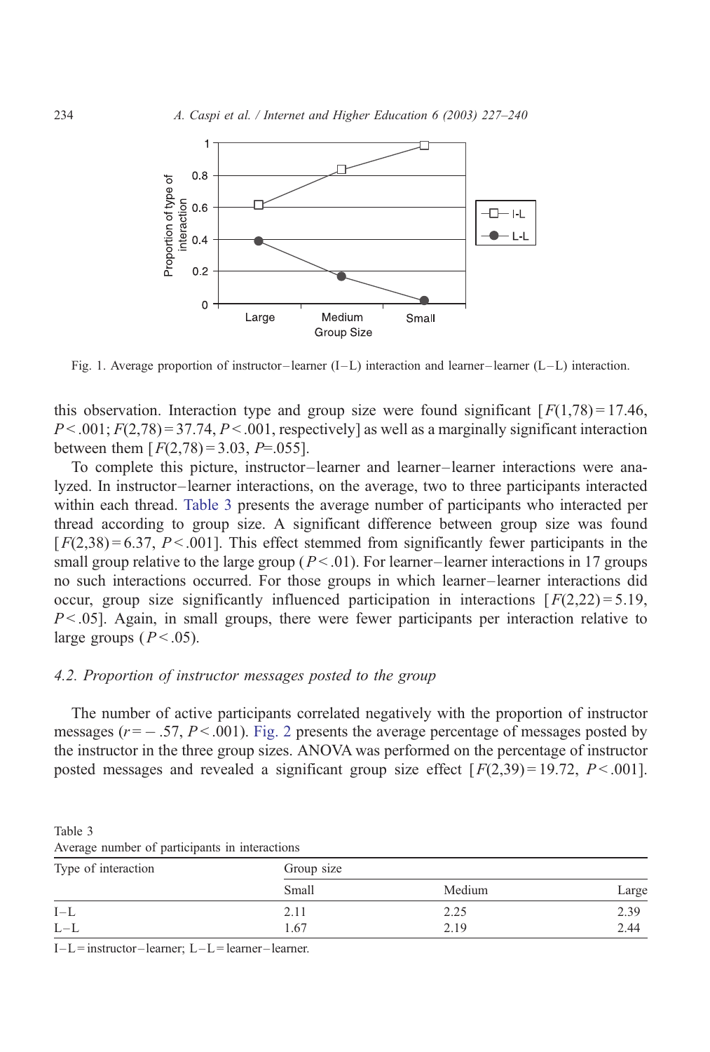Fig. 1. Average proportion of instructor–learner (I–L) interaction and learner–learner (L–L) interaction.

this observation. Interaction type and group size were found significant [$F(1,78) = 17.46$, $P < .001$; $F(2,78) = 37.74$, $P < .001$, respectively] as well as a marginally significant interaction between them [$F(2,78) = 3.03$, $P = .055$].

To complete this picture, instructor–learner and learner–learner interactions were analyzed. In instructor–learner interactions, on the average, two to three participants interacted within each thread. Table 3 presents the average number of participants who interacted per thread according to group size. A significant difference between group size was found [$F(2,38) = 6.37$, $P < .001$]. This effect stemmed from significantly fewer participants in the small group relative to the large group ($P < .01$). For learner–learner interactions in 17 groups no such interactions occurred. For those groups in which learner–learner interactions did occur, group size significantly influenced participation in interactions [$F(2,22) = 5.19$, $P < .05$]. Again, in small groups, there were fewer participants per interaction relative to large groups ($P < .05$).

### 4.2. Proportion of instructor messages posted to the group

The number of active participants correlated negatively with the proportion of instructor messages ($r = -.57$, $P < .001$). Fig. 2 presents the average percentage of messages posted by the instructor in the three group sizes. ANOVA was performed on the percentage of instructor posted messages and revealed a significant group size effect [$F(2,39) = 19.72$, $P < .001$].

Table 3
Average number of participants in interactions

| Type of interaction | Group size | | |
|---|---|---|---|
| | Small | Medium | Large |
| I–L | 2.11 | 2.25 | 2.39 |
| L–L | 1.67 | 2.19 | 2.44 |

I–L = instructor–learner; L–L = learner–learner.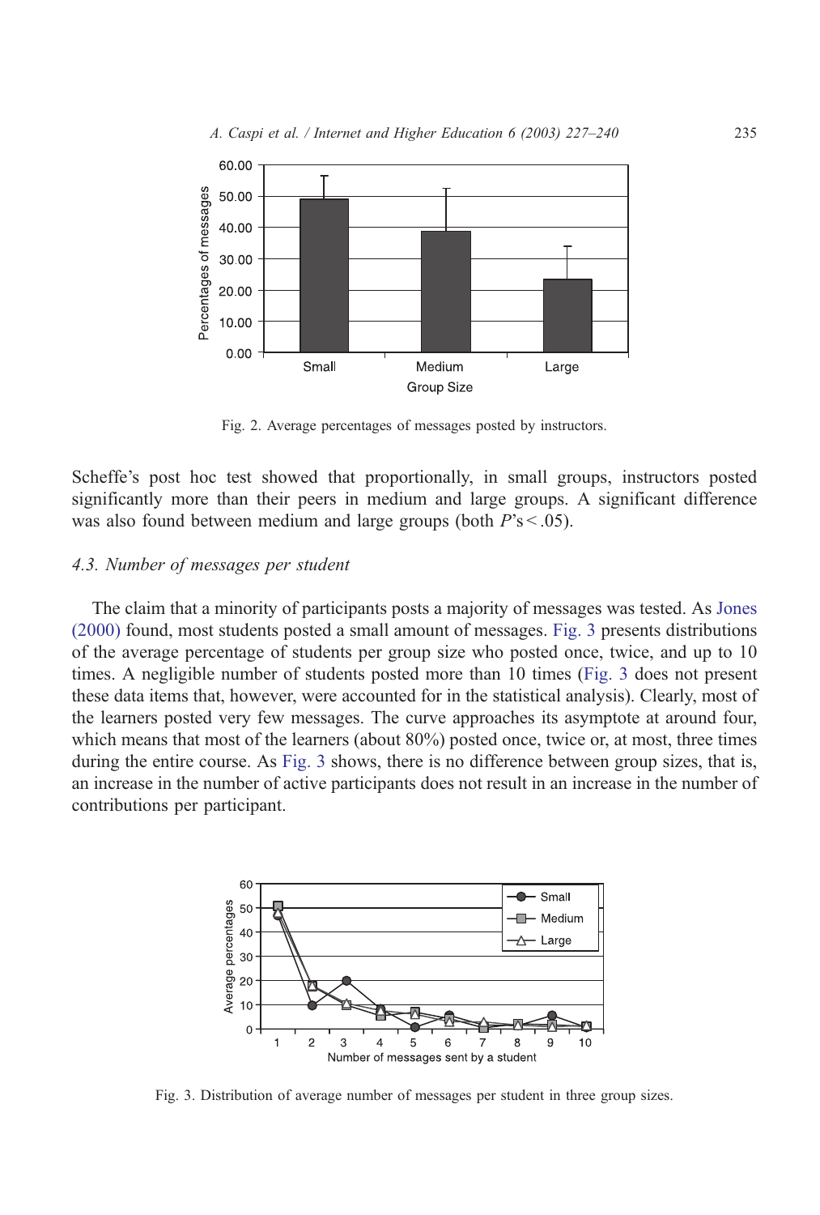Fig. 2. Average percentages of messages posted by instructors.

Scheffe's post hoc test showed that proportionally, in small groups, instructors posted significantly more than their peers in medium and large groups. A significant difference was also found between medium and large groups (both $P$'s $< .05$).

### 4.3. Number of messages per student

The claim that a minority of participants posts a majority of messages was tested. As Jones (2000) found, most students posted a small amount of messages. Fig. 3 presents distributions of the average percentage of students per group size who posted once, twice, and up to 10 times. A negligible number of students posted more than 10 times (Fig. 3 does not present these data items that, however, were accounted for in the statistical analysis). Clearly, most of the learners posted very few messages. The curve approaches its asymptote at around four, which means that most of the learners (about 80%) posted once, twice or, at most, three times during the entire course. As Fig. 3 shows, there is no difference between group sizes, that is, an increase in the number of active participants does not result in an increase in the number of contributions per participant.

Fig. 3. Distribution of average number of messages per student in three group sizes.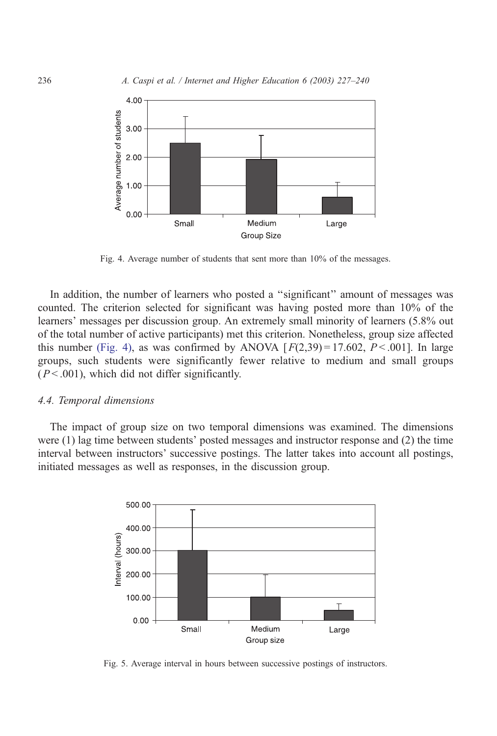Fig. 4. Average number of students that sent more than 10% of the messages.

In addition, the number of learners who posted a "significant" amount of messages was counted. The criterion selected for significant was having posted more than 10% of the learners' messages per discussion group. An extremely small minority of learners (5.8% out of the total number of active participants) met this criterion. Nonetheless, group size affected this number (Fig. 4), as was confirmed by ANOVA [$F(2,39) = 17.602$, $P < .001$]. In large groups, such students were significantly fewer relative to medium and small groups ($P < .001$), which did not differ significantly.

### 4.4. Temporal dimensions

The impact of group size on two temporal dimensions was examined. The dimensions were (1) lag time between students' posted messages and instructor response and (2) the time interval between instructors' successive postings. The latter takes into account all postings, initiated messages as well as responses, in the discussion group.

Fig. 5. Average interval in hours between successive postings of instructors.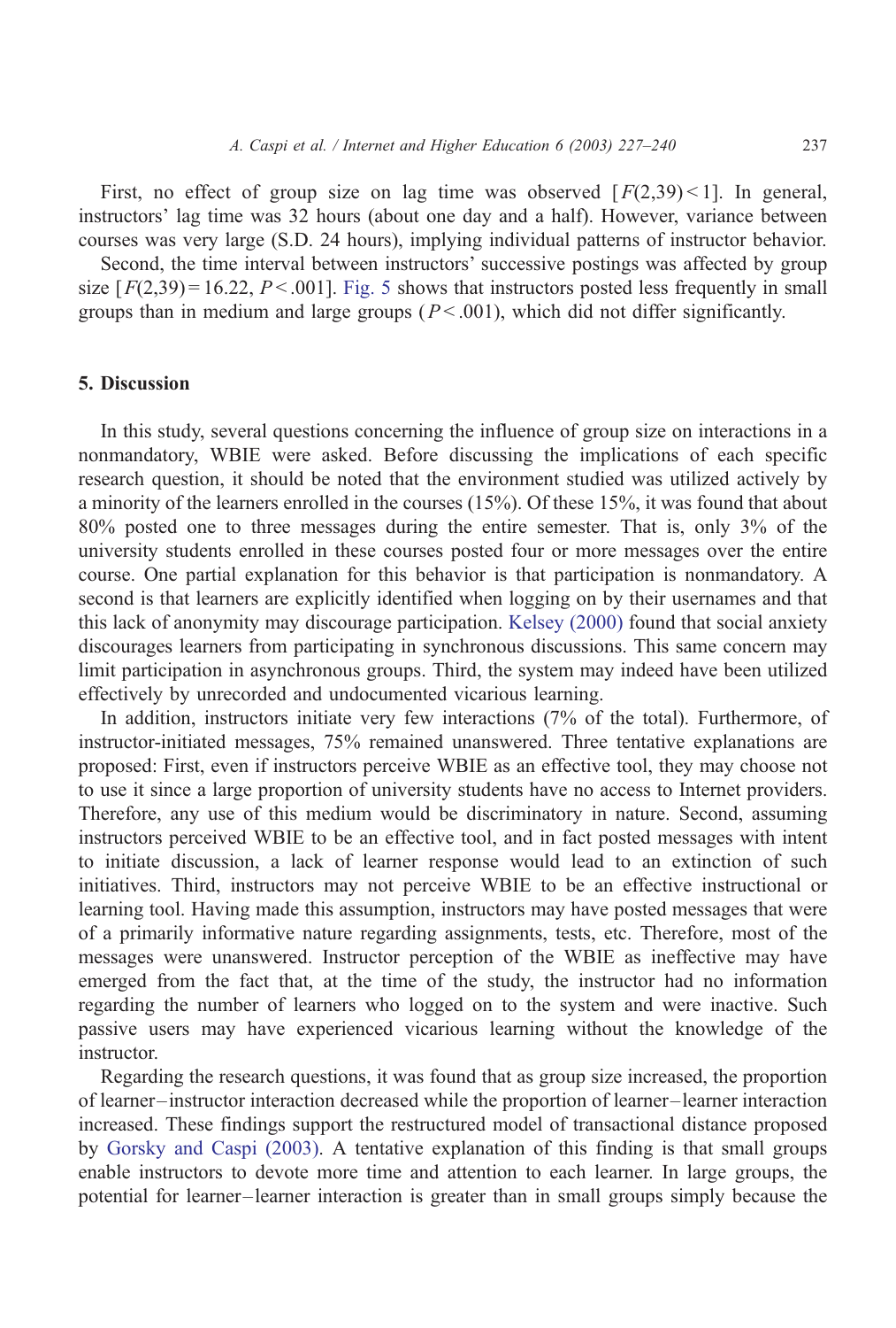First, no effect of group size on lag time was observed [$F(2,39) < 1$]. In general, instructors' lag time was 32 hours (about one day and a half). However, variance between courses was very large (S.D. 24 hours), implying individual patterns of instructor behavior.

Second, the time interval between instructors' successive postings was affected by group size [$F(2,39) = 16.22$, $P < .001$]. Fig. 5 shows that instructors posted less frequently in small groups than in medium and large groups ($P < .001$), which did not differ significantly.

## 5. Discussion

In this study, several questions concerning the influence of group size on interactions in a nonmandatory, WBIE were asked. Before discussing the implications of each specific research question, it should be noted that the environment studied was utilized actively by a minority of the learners enrolled in the courses (15%). Of these 15%, it was found that about 80% posted one to three messages during the entire semester. That is, only 3% of the university students enrolled in these courses posted four or more messages over the entire course. One partial explanation for this behavior is that participation is nonmandatory. A second is that learners are explicitly identified when logging on by their usernames and that this lack of anonymity may discourage participation. Kelsey (2000) found that social anxiety discourages learners from participating in synchronous discussions. This same concern may limit participation in asynchronous groups. Third, the system may indeed have been utilized effectively by unrecorded and undocumented vicarious learning.

In addition, instructors initiate very few interactions (7% of the total). Furthermore, of instructor-initiated messages, 75% remained unanswered. Three tentative explanations are proposed: First, even if instructors perceive WBIE as an effective tool, they may choose not to use it since a large proportion of university students have no access to Internet providers. Therefore, any use of this medium would be discriminatory in nature. Second, assuming instructors perceived WBIE to be an effective tool, and in fact posted messages with intent to initiate discussion, a lack of learner response would lead to an extinction of such initiatives. Third, instructors may not perceive WBIE to be an effective instructional or learning tool. Having made this assumption, instructors may have posted messages that were of a primarily informative nature regarding assignments, tests, etc. Therefore, most of the messages were unanswered. Instructor perception of the WBIE as ineffective may have emerged from the fact that, at the time of the study, the instructor had no information regarding the number of learners who logged on to the system and were inactive. Such passive users may have experienced vicarious learning without the knowledge of the instructor.

Regarding the research questions, it was found that as group size increased, the proportion of learner–instructor interaction decreased while the proportion of learner–learner interaction increased. These findings support the restructured model of transactional distance proposed by Gorsky and Caspi (2003). A tentative explanation of this finding is that small groups enable instructors to devote more time and attention to each learner. In large groups, the potential for learner–learner interaction is greater than in small groups simply because the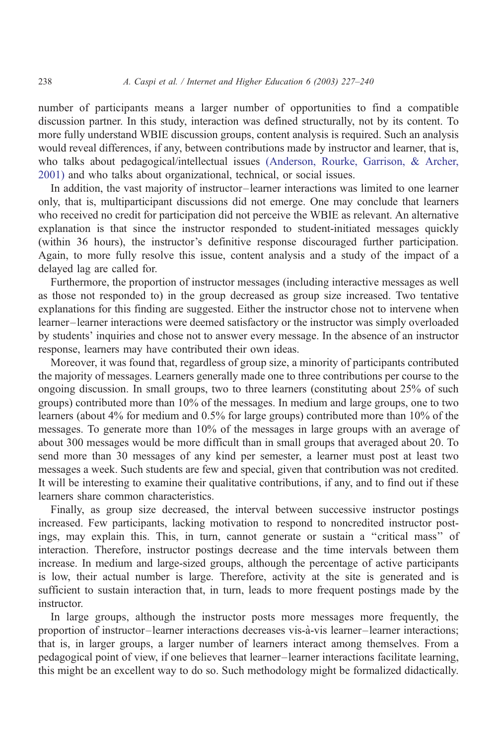number of participants means a larger number of opportunities to find a compatible discussion partner. In this study, interaction was defined structurally, not by its content. To more fully understand WBIE discussion groups, content analysis is required. Such an analysis would reveal differences, if any, between contributions made by instructor and learner, that is, who talks about pedagogical/intellectual issues (Anderson, Rourke, Garrison, & Archer, 2001) and who talks about organizational, technical, or social issues.

In addition, the vast majority of instructor–learner interactions was limited to one learner only, that is, multiparticipant discussions did not emerge. One may conclude that learners who received no credit for participation did not perceive the WBIE as relevant. An alternative explanation is that since the instructor responded to student-initiated messages quickly (within 36 hours), the instructor's definitive response discouraged further participation. Again, to more fully resolve this issue, content analysis and a study of the impact of a delayed lag are called for.

Furthermore, the proportion of instructor messages (including interactive messages as well as those not responded to) in the group decreased as group size increased. Two tentative explanations for this finding are suggested. Either the instructor chose not to intervene when learner–learner interactions were deemed satisfactory or the instructor was simply overloaded by students' inquiries and chose not to answer every message. In the absence of an instructor response, learners may have contributed their own ideas.

Moreover, it was found that, regardless of group size, a minority of participants contributed the majority of messages. Learners generally made one to three contributions per course to the ongoing discussion. In small groups, two to three learners (constituting about 25% of such groups) contributed more than 10% of the messages. In medium and large groups, one to two learners (about 4% for medium and 0.5% for large groups) contributed more than 10% of the messages. To generate more than 10% of the messages in large groups with an average of about 300 messages would be more difficult than in small groups that averaged about 20. To send more than 30 messages of any kind per semester, a learner must post at least two messages a week. Such students are few and special, given that contribution was not credited. It will be interesting to examine their qualitative contributions, if any, and to find out if these learners share common characteristics.

Finally, as group size decreased, the interval between successive instructor postings increased. Few participants, lacking motivation to respond to noncredited instructor postings, may explain this. This, in turn, cannot generate or sustain a "critical mass" of interaction. Therefore, instructor postings decrease and the time intervals between them increase. In medium and large-sized groups, although the percentage of active participants is low, their actual number is large. Therefore, activity at the site is generated and is sufficient to sustain interaction that, in turn, leads to more frequent postings made by the instructor.

In large groups, although the instructor posts more messages more frequently, the proportion of instructor–learner interactions decreases vis-à-vis learner–learner interactions; that is, in larger groups, a larger number of learners interact among themselves. From a pedagogical point of view, if one believes that learner–learner interactions facilitate learning, this might be an excellent way to do so. Such methodology might be formalized didactically.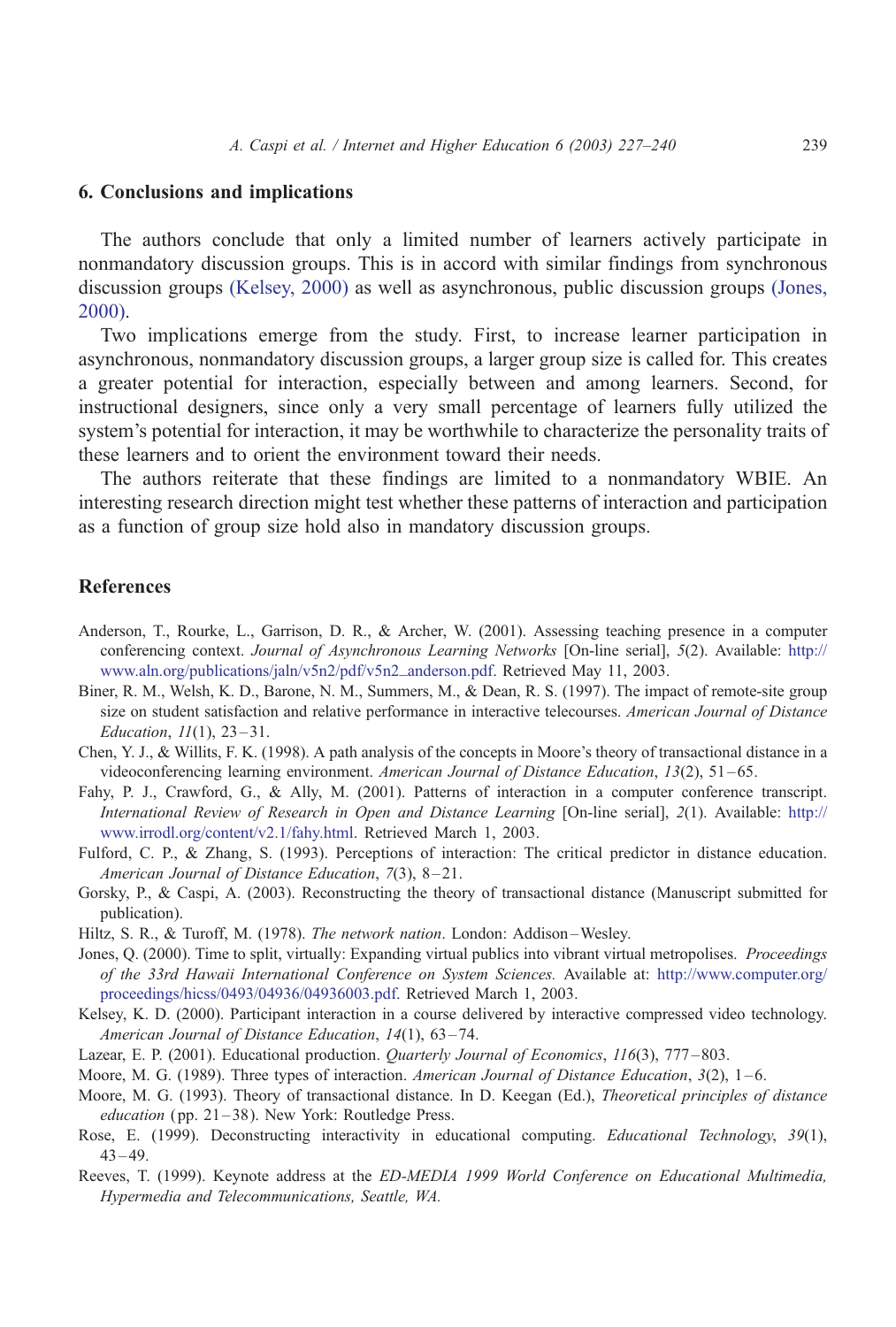## 6. Conclusions and implications

The authors conclude that only a limited number of learners actively participate in nonmandatory discussion groups. This is in accord with similar findings from synchronous discussion groups (Kelsey, 2000) as well as asynchronous, public discussion groups (Jones, 2000).

Two implications emerge from the study. First, to increase learner participation in asynchronous, nonmandatory discussion groups, a larger group size is called for. This creates a greater potential for interaction, especially between and among learners. Second, for instructional designers, since only a very small percentage of learners fully utilized the system's potential for interaction, it may be worthwhile to characterize the personality traits of these learners and to orient the environment toward their needs.

The authors reiterate that these findings are limited to a nonmandatory WBIE. An interesting research direction might test whether these patterns of interaction and participation as a function of group size hold also in mandatory discussion groups.

## References

Anderson, T., Rourke, L., Garrison, D. R., & Archer, W. (2001). Assessing teaching presence in a computer conferencing context. *Journal of Asynchronous Learning Networks* [On-line serial], *5*(2). Available: http://www.aln.org/publications/jaln/v5n2/pdf/v5n2_anderson.pdf. Retrieved May 11, 2003.

Biner, R. M., Welsh, K. D., Barone, N. M., Summers, M., & Dean, R. S. (1997). The impact of remote-site group size on student satisfaction and relative performance in interactive telecourses. *American Journal of Distance Education*, *11*(1), 23–31.

Chen, Y. J., & Willits, F. K. (1998). A path analysis of the concepts in Moore's theory of transactional distance in a videoconferencing learning environment. *American Journal of Distance Education*, *13*(2), 51–65.

Fahy, P. J., Crawford, G., & Ally, M. (2001). Patterns of interaction in a computer conference transcript. *International Review of Research in Open and Distance Learning* [On-line serial], *2*(1). Available: http://www.irrodl.org/content/v2.1/fahy.html. Retrieved March 1, 2003.

Fulford, C. P., & Zhang, S. (1993). Perceptions of interaction: The critical predictor in distance education. *American Journal of Distance Education*, *7*(3), 8–21.

Gorsky, P., & Caspi, A. (2003). Reconstructing the theory of transactional distance (Manuscript submitted for publication).

Hiltz, S. R., & Turoff, M. (1978). *The network nation*. London: Addison–Wesley.

Jones, Q. (2000). Time to split, virtually: Expanding virtual publics into vibrant virtual metropolises. *Proceedings of the 33rd Hawaii International Conference on System Sciences.* Available at: http://www.computer.org/proceedings/hicss/0493/04936/04936003.pdf. Retrieved March 1, 2003.

Kelsey, K. D. (2000). Participant interaction in a course delivered by interactive compressed video technology. *American Journal of Distance Education*, *14*(1), 63–74.

Lazear, E. P. (2001). Educational production. *Quarterly Journal of Economics*, *116*(3), 777–803.

Moore, M. G. (1989). Three types of interaction. *American Journal of Distance Education*, *3*(2), 1–6.

Moore, M. G. (1993). Theory of transactional distance. In D. Keegan (Ed.), *Theoretical principles of distance education* (pp. 21–38). New York: Routledge Press.

Rose, E. (1999). Deconstructing interactivity in educational computing. *Educational Technology*, *39*(1), 43–49.

Reeves, T. (1999). Keynote address at the *ED-MEDIA 1999 World Conference on Educational Multimedia, Hypermedia and Telecommunications, Seattle, WA.*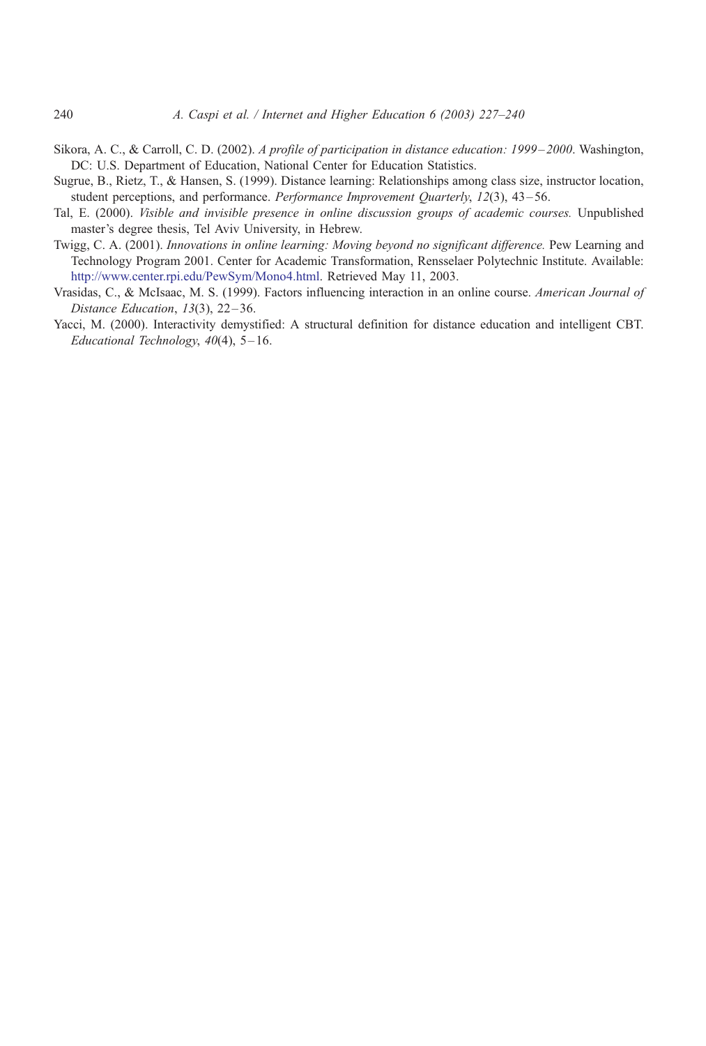Sikora, A. C., & Carroll, C. D. (2002). *A profile of participation in distance education: 1999–2000*. Washington, DC: U.S. Department of Education, National Center for Education Statistics.

Sugrue, B., Rietz, T., & Hansen, S. (1999). Distance learning: Relationships among class size, instructor location, student perceptions, and performance. *Performance Improvement Quarterly*, *12*(3), 43–56.

Tal, E. (2000). *Visible and invisible presence in online discussion groups of academic courses.* Unpublished master's degree thesis, Tel Aviv University, in Hebrew.

Twigg, C. A. (2001). *Innovations in online learning: Moving beyond no significant difference.* Pew Learning and Technology Program 2001. Center for Academic Transformation, Rensselaer Polytechnic Institute. Available: http://www.center.rpi.edu/PewSym/Mono4.html. Retrieved May 11, 2003.

Vrasidas, C., & McIsaac, M. S. (1999). Factors influencing interaction in an online course. *American Journal of Distance Education*, *13*(3), 22–36.

Yacci, M. (2000). Interactivity demystified: A structural definition for distance education and intelligent CBT. *Educational Technology*, *40*(4), 5–16.